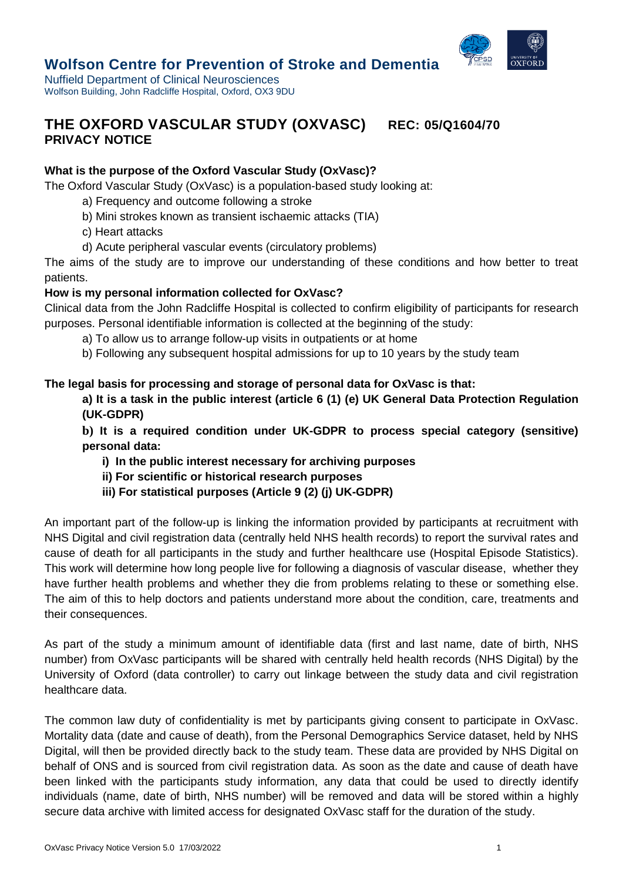# Wolfson Centre for Prevention of Stroke and Dementia

Nuffield Department of Clinical Neurosciences
Wolfson Building, John Radcliffe Hospital, Oxford, OX3 9DU

## THE OXFORD VASCULAR STUDY (OXVASC) REC: 05/Q1604/70
## PRIVACY NOTICE

**What is the purpose of the Oxford Vascular Study (OxVasc)?**

The Oxford Vascular Study (OxVasc) is a population-based study looking at:

a) Frequency and outcome following a stroke
b) Mini strokes known as transient ischaemic attacks (TIA)
c) Heart attacks
d) Acute peripheral vascular events (circulatory problems)

The aims of the study are to improve our understanding of these conditions and how better to treat patients.

**How is my personal information collected for OxVasc?**

Clinical data from the John Radcliffe Hospital is collected to confirm eligibility of participants for research purposes. Personal identifiable information is collected at the beginning of the study:

a) To allow us to arrange follow-up visits in outpatients or at home
b) Following any subsequent hospital admissions for up to 10 years by the study team

**The legal basis for processing and storage of personal data for OxVasc is that:**

**a) It is a task in the public interest (article 6 (1) (e) UK General Data Protection Regulation (UK-GDPR)**

**b) It is a required condition under UK-GDPR to process special category (sensitive) personal data:**

**i) In the public interest necessary for archiving purposes**
**ii) For scientific or historical research purposes**
**iii) For statistical purposes (Article 9 (2) (j) UK-GDPR)**

An important part of the follow-up is linking the information provided by participants at recruitment with NHS Digital and civil registration data (centrally held NHS health records) to report the survival rates and cause of death for all participants in the study and further healthcare use (Hospital Episode Statistics). This work will determine how long people live for following a diagnosis of vascular disease, whether they have further health problems and whether they die from problems relating to these or something else. The aim of this to help doctors and patients understand more about the condition, care, treatments and their consequences.

As part of the study a minimum amount of identifiable data (first and last name, date of birth, NHS number) from OxVasc participants will be shared with centrally held health records (NHS Digital) by the University of Oxford (data controller) to carry out linkage between the study data and civil registration healthcare data.

The common law duty of confidentiality is met by participants giving consent to participate in OxVasc. Mortality data (date and cause of death), from the Personal Demographics Service dataset, held by NHS Digital, will then be provided directly back to the study team. These data are provided by NHS Digital on behalf of ONS and is sourced from civil registration data. As soon as the date and cause of death have been linked with the participants study information, any data that could be used to directly identify individuals (name, date of birth, NHS number) will be removed and data will be stored within a highly secure data archive with limited access for designated OxVasc staff for the duration of the study.

OxVasc Privacy Notice Version 5.0 17/03/2022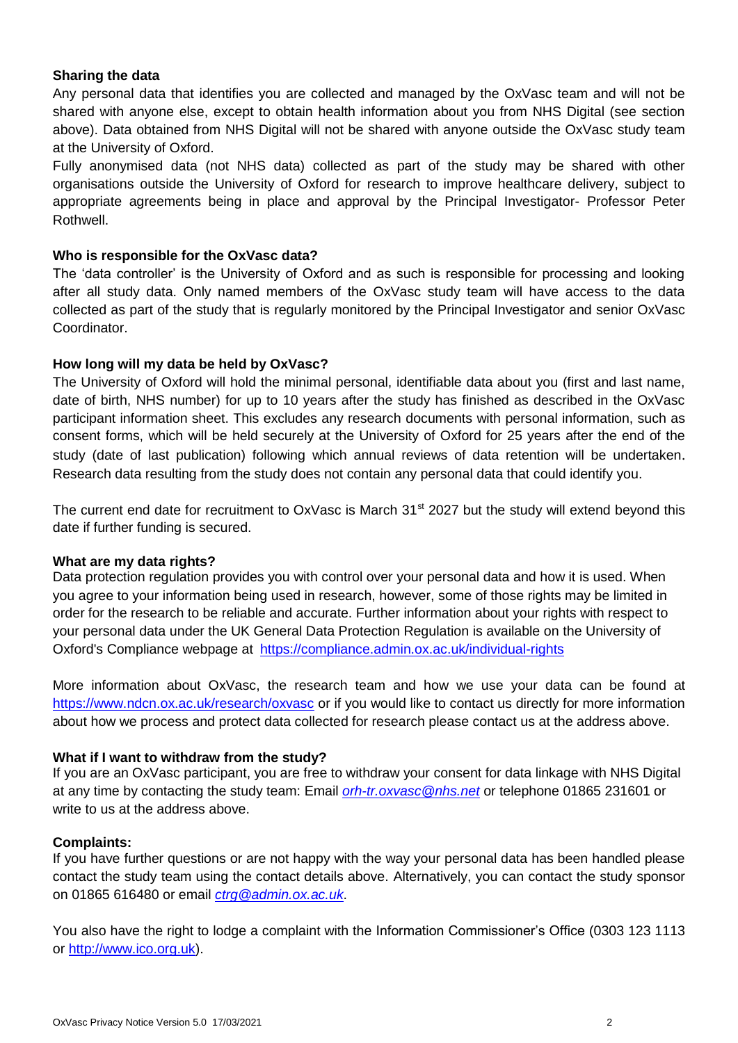**Sharing the data**

Any personal data that identifies you are collected and managed by the OxVasc team and will not be shared with anyone else, except to obtain health information about you from NHS Digital (see section above). Data obtained from NHS Digital will not be shared with anyone outside the OxVasc study team at the University of Oxford.

Fully anonymised data (not NHS data) collected as part of the study may be shared with other organisations outside the University of Oxford for research to improve healthcare delivery, subject to appropriate agreements being in place and approval by the Principal Investigator- Professor Peter Rothwell.

**Who is responsible for the OxVasc data?**

The 'data controller' is the University of Oxford and as such is responsible for processing and looking after all study data. Only named members of the OxVasc study team will have access to the data collected as part of the study that is regularly monitored by the Principal Investigator and senior OxVasc Coordinator.

**How long will my data be held by OxVasc?**

The University of Oxford will hold the minimal personal, identifiable data about you (first and last name, date of birth, NHS number) for up to 10 years after the study has finished as described in the OxVasc participant information sheet. This excludes any research documents with personal information, such as consent forms, which will be held securely at the University of Oxford for 25 years after the end of the study (date of last publication) following which annual reviews of data retention will be undertaken. Research data resulting from the study does not contain any personal data that could identify you.

The current end date for recruitment to OxVasc is March 31st 2027 but the study will extend beyond this date if further funding is secured.

**What are my data rights?**

Data protection regulation provides you with control over your personal data and how it is used. When you agree to your information being used in research, however, some of those rights may be limited in order for the research to be reliable and accurate. Further information about your rights with respect to your personal data under the UK General Data Protection Regulation is available on the University of Oxford's Compliance webpage at https://compliance.admin.ox.ac.uk/individual-rights

More information about OxVasc, the research team and how we use your data can be found at https://www.ndcn.ox.ac.uk/research/oxvasc or if you would like to contact us directly for more information about how we process and protect data collected for research please contact us at the address above.

**What if I want to withdraw from the study?**

If you are an OxVasc participant, you are free to withdraw your consent for data linkage with NHS Digital at any time by contacting the study team: Email *orh-tr.oxvasc@nhs.net* or telephone 01865 231601 or write to us at the address above.

**Complaints:**

If you have further questions or are not happy with the way your personal data has been handled please contact the study team using the contact details above. Alternatively, you can contact the study sponsor on 01865 616480 or email *ctrg@admin.ox.ac.uk*.

You also have the right to lodge a complaint with the Information Commissioner's Office (0303 123 1113 or http://www.ico.org.uk).